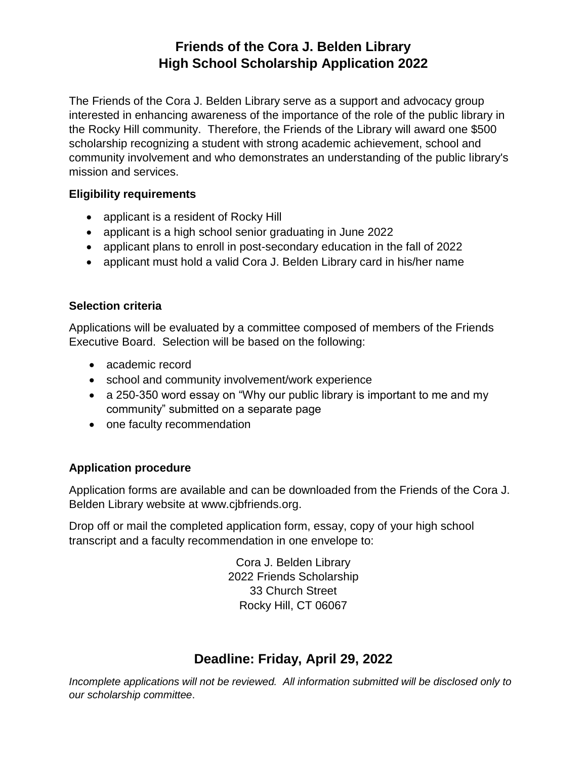# Friends of the Cora J. Belden Library
# High School Scholarship Application 2022

The Friends of the Cora J. Belden Library serve as a support and advocacy group interested in enhancing awareness of the importance of the role of the public library in the Rocky Hill community. Therefore, the Friends of the Library will award one $500 scholarship recognizing a student with strong academic achievement, school and community involvement and who demonstrates an understanding of the public library's mission and services.

### Eligibility requirements

- applicant is a resident of Rocky Hill
- applicant is a high school senior graduating in June 2022
- applicant plans to enroll in post-secondary education in the fall of 2022
- applicant must hold a valid Cora J. Belden Library card in his/her name

### Selection criteria

Applications will be evaluated by a committee composed of members of the Friends Executive Board. Selection will be based on the following:

- academic record
- school and community involvement/work experience
- a 250-350 word essay on "Why our public library is important to me and my community" submitted on a separate page
- one faculty recommendation

### Application procedure

Application forms are available and can be downloaded from the Friends of the Cora J. Belden Library website at www.cjbfriends.org.

Drop off or mail the completed application form, essay, copy of your high school transcript and a faculty recommendation in one envelope to:

Cora J. Belden Library
2022 Friends Scholarship
33 Church Street
Rocky Hill, CT 06067

## Deadline: Friday, April 29, 2022

*Incomplete applications will not be reviewed. All information submitted will be disclosed only to our scholarship committee*.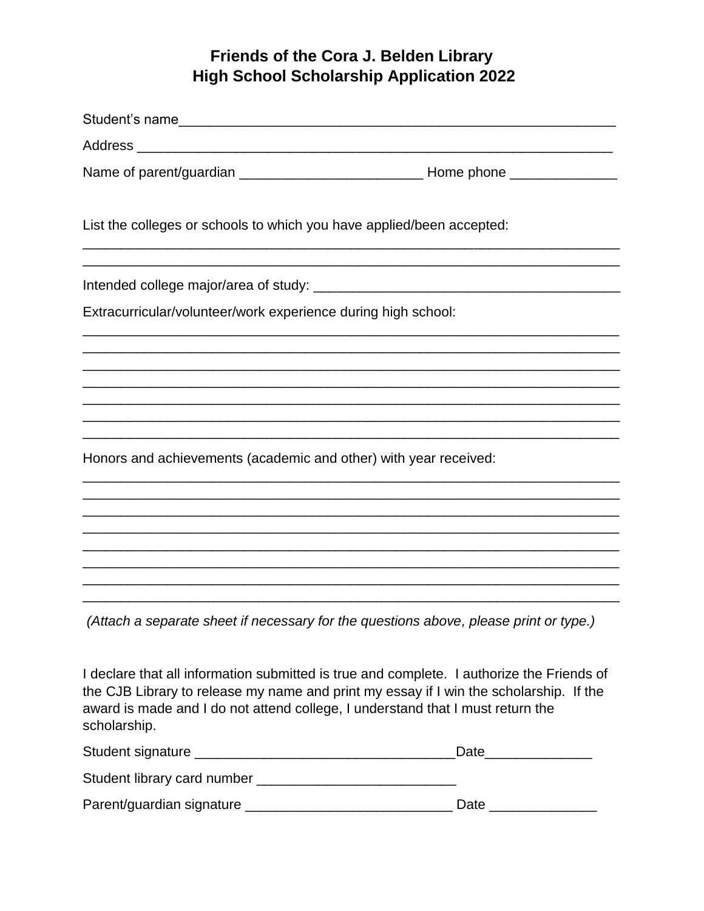# Friends of the Cora J. Belden Library
# High School Scholarship Application 2022

Student's name________________________________________________________

Address ______________________________________________________________

Name of parent/guardian _______________________ Home phone _____________

List the colleges or schools to which you have applied/been accepted:

_____________________________________________________________________

_____________________________________________________________________

Intended college major/area of study: _____________________________________

Extracurricular/volunteer/work experience during high school:

_____________________________________________________________________

_____________________________________________________________________

_____________________________________________________________________

_____________________________________________________________________

_____________________________________________________________________

_____________________________________________________________________

_____________________________________________________________________

Honors and achievements (academic and other) with year received:

_____________________________________________________________________

_____________________________________________________________________

_____________________________________________________________________

_____________________________________________________________________

_____________________________________________________________________

_____________________________________________________________________

_____________________________________________________________________

_____________________________________________________________________

*(Attach a separate sheet if necessary for the questions above, please print or type.)*

I declare that all information submitted is true and complete. I authorize the Friends of the CJB Library to release my name and print my essay if I win the scholarship. If the award is made and I do not attend college, I understand that I must return the scholarship.

Student signature ________________________________Date_____________

Student library card number ________________________

Parent/guardian signature __________________________ Date _____________